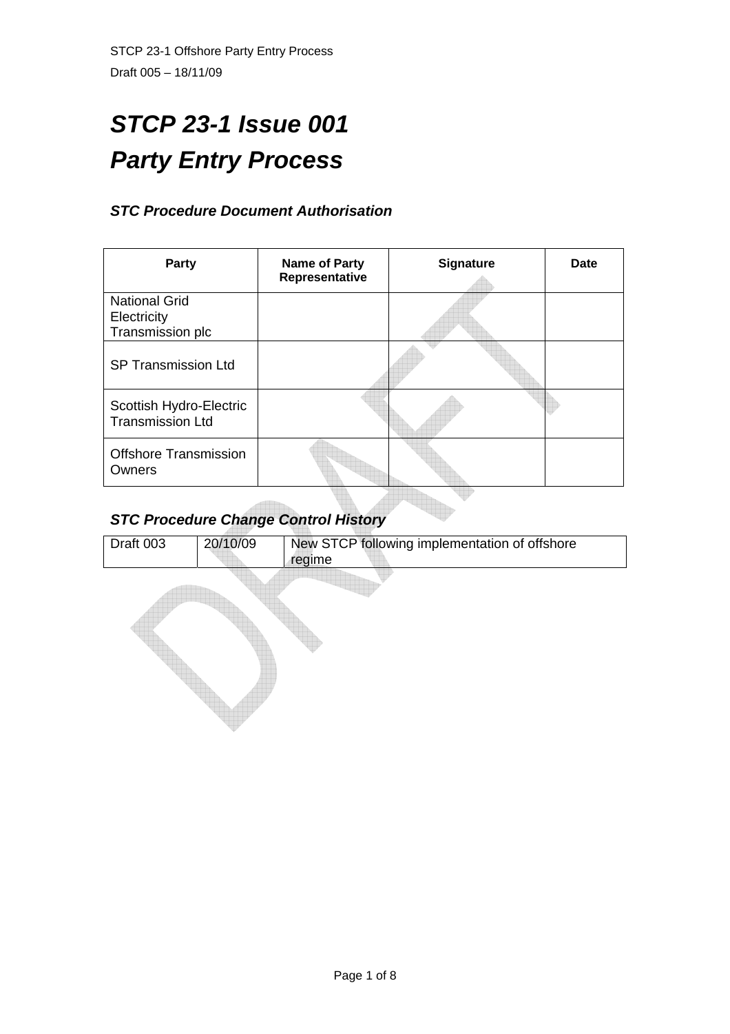# *STCP 23-1 Issue 001*
# *Party Entry Process*

### *STC Procedure Document Authorisation*

| Party | Name of Party Representative | Signature | Date |
|---|---|---|---|
| National Grid Electricity Transmission plc | | | |
| SP Transmission Ltd | | | |
| Scottish Hydro-Electric Transmission Ltd | | | |
| Offshore Transmission Owners | | | |

### *STC Procedure Change Control History*

| Draft 003 | 20/10/09 | New STCP following implementation of offshore regime |
|---|---|---|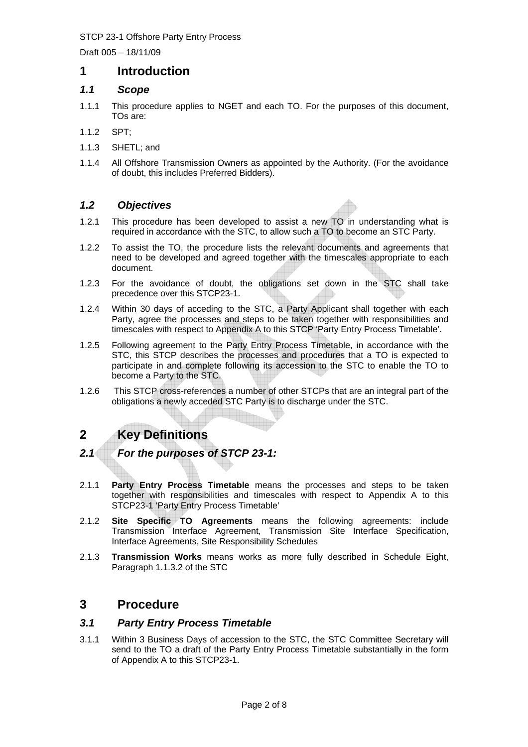# 1 Introduction

## 1.1 Scope

1.1.1 This procedure applies to NGET and each TO. For the purposes of this document, TOs are:

1.1.2 SPT;

1.1.3 SHETL; and

1.1.4 All Offshore Transmission Owners as appointed by the Authority. (For the avoidance of doubt, this includes Preferred Bidders).

## 1.2 Objectives

1.2.1 This procedure has been developed to assist a new TO in understanding what is required in accordance with the STC, to allow such a TO to become an STC Party.

1.2.2 To assist the TO, the procedure lists the relevant documents and agreements that need to be developed and agreed together with the timescales appropriate to each document.

1.2.3 For the avoidance of doubt, the obligations set down in the STC shall take precedence over this STCP23-1.

1.2.4 Within 30 days of acceding to the STC, a Party Applicant shall together with each Party, agree the processes and steps to be taken together with responsibilities and timescales with respect to Appendix A to this STCP 'Party Entry Process Timetable'.

1.2.5 Following agreement to the Party Entry Process Timetable, in accordance with the STC, this STCP describes the processes and procedures that a TO is expected to participate in and complete following its accession to the STC to enable the TO to become a Party to the STC.

1.2.6 This STCP cross-references a number of other STCPs that are an integral part of the obligations a newly acceded STC Party is to discharge under the STC.

# 2 Key Definitions

## 2.1 For the purposes of STCP 23-1:

2.1.1 **Party Entry Process Timetable** means the processes and steps to be taken together with responsibilities and timescales with respect to Appendix A to this STCP23-1 'Party Entry Process Timetable'

2.1.2 **Site Specific TO Agreements** means the following agreements: include Transmission Interface Agreement, Transmission Site Interface Specification, Interface Agreements, Site Responsibility Schedules

2.1.3 **Transmission Works** means works as more fully described in Schedule Eight, Paragraph 1.1.3.2 of the STC

# 3 Procedure

## 3.1 Party Entry Process Timetable

3.1.1 Within 3 Business Days of accession to the STC, the STC Committee Secretary will send to the TO a draft of the Party Entry Process Timetable substantially in the form of Appendix A to this STCP23-1.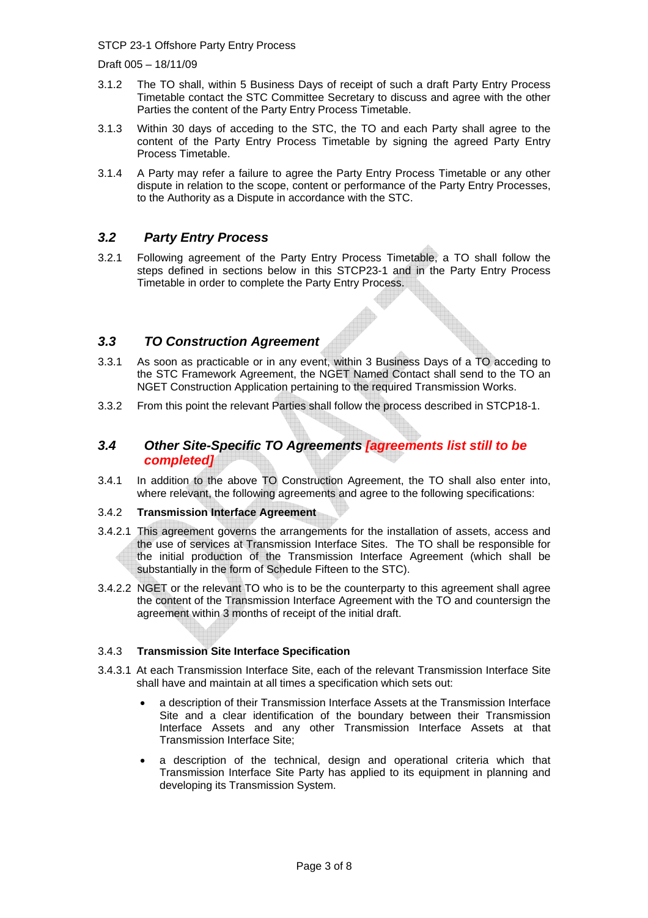3.1.2 The TO shall, within 5 Business Days of receipt of such a draft Party Entry Process Timetable contact the STC Committee Secretary to discuss and agree with the other Parties the content of the Party Entry Process Timetable.

3.1.3 Within 30 days of acceding to the STC, the TO and each Party shall agree to the content of the Party Entry Process Timetable by signing the agreed Party Entry Process Timetable.

3.1.4 A Party may refer a failure to agree the Party Entry Process Timetable or any other dispute in relation to the scope, content or performance of the Party Entry Processes, to the Authority as a Dispute in accordance with the STC.

### *3.2 Party Entry Process*

3.2.1 Following agreement of the Party Entry Process Timetable, a TO shall follow the steps defined in sections below in this STCP23-1 and in the Party Entry Process Timetable in order to complete the Party Entry Process.

### *3.3 TO Construction Agreement*

3.3.1 As soon as practicable or in any event, within 3 Business Days of a TO acceding to the STC Framework Agreement, the NGET Named Contact shall send to the TO an NGET Construction Application pertaining to the required Transmission Works.

3.3.2 From this point the relevant Parties shall follow the process described in STCP18-1.

### *3.4 Other Site-Specific TO Agreements [agreements list still to be completed]*

3.4.1 In addition to the above TO Construction Agreement, the TO shall also enter into, where relevant, the following agreements and agree to the following specifications:

3.4.2 **Transmission Interface Agreement**

3.4.2.1 This agreement governs the arrangements for the installation of assets, access and the use of services at Transmission Interface Sites. The TO shall be responsible for the initial production of the Transmission Interface Agreement (which shall be substantially in the form of Schedule Fifteen to the STC).

3.4.2.2 NGET or the relevant TO who is to be the counterparty to this agreement shall agree the content of the Transmission Interface Agreement with the TO and countersign the agreement within 3 months of receipt of the initial draft.

3.4.3 **Transmission Site Interface Specification**

3.4.3.1 At each Transmission Interface Site, each of the relevant Transmission Interface Site shall have and maintain at all times a specification which sets out:

- a description of their Transmission Interface Assets at the Transmission Interface Site and a clear identification of the boundary between their Transmission Interface Assets and any other Transmission Interface Assets at that Transmission Interface Site;
- a description of the technical, design and operational criteria which that Transmission Interface Site Party has applied to its equipment in planning and developing its Transmission System.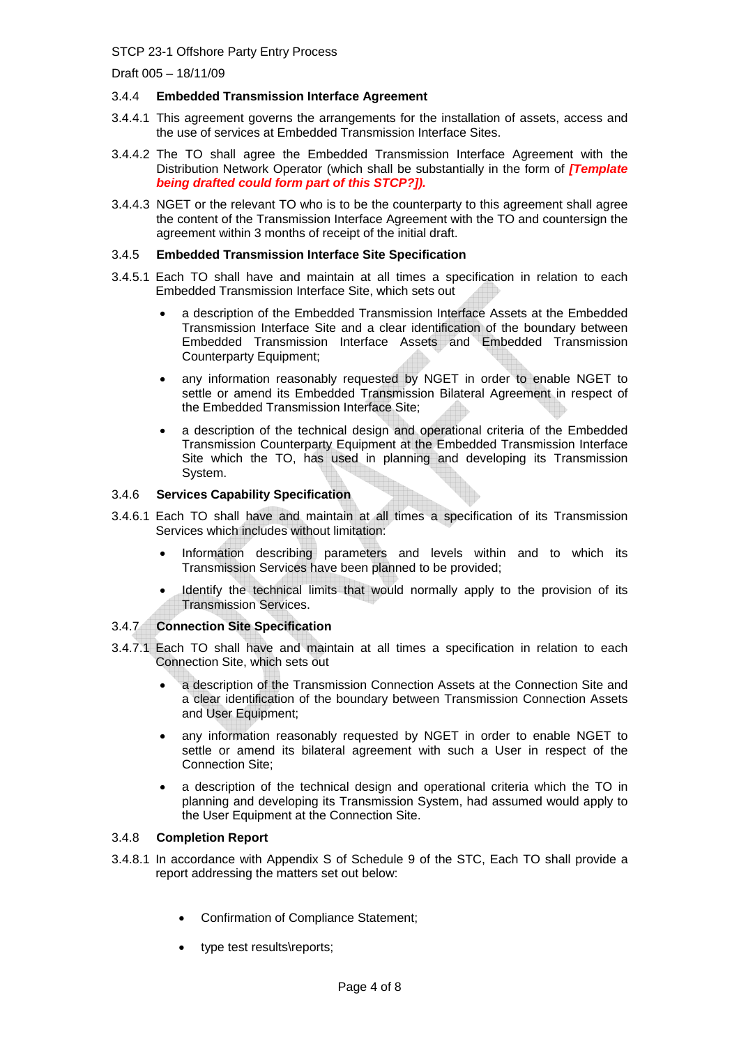### 3.4.4 Embedded Transmission Interface Agreement

3.4.4.1 This agreement governs the arrangements for the installation of assets, access and the use of services at Embedded Transmission Interface Sites.

3.4.4.2 The TO shall agree the Embedded Transmission Interface Agreement with the Distribution Network Operator (which shall be substantially in the form of ***[Template being drafted could form part of this STCP?]).***

3.4.4.3 NGET or the relevant TO who is to be the counterparty to this agreement shall agree the content of the Transmission Interface Agreement with the TO and countersign the agreement within 3 months of receipt of the initial draft.

### 3.4.5 Embedded Transmission Interface Site Specification

3.4.5.1 Each TO shall have and maintain at all times a specification in relation to each Embedded Transmission Interface Site, which sets out

- a description of the Embedded Transmission Interface Assets at the Embedded Transmission Interface Site and a clear identification of the boundary between Embedded Transmission Interface Assets and Embedded Transmission Counterparty Equipment;
- any information reasonably requested by NGET in order to enable NGET to settle or amend its Embedded Transmission Bilateral Agreement in respect of the Embedded Transmission Interface Site;
- a description of the technical design and operational criteria of the Embedded Transmission Counterparty Equipment at the Embedded Transmission Interface Site which the TO, has used in planning and developing its Transmission System.

### 3.4.6 Services Capability Specification

3.4.6.1 Each TO shall have and maintain at all times a specification of its Transmission Services which includes without limitation:

- Information describing parameters and levels within and to which its Transmission Services have been planned to be provided;
- Identify the technical limits that would normally apply to the provision of its Transmission Services.

### 3.4.7 Connection Site Specification

3.4.7.1 Each TO shall have and maintain at all times a specification in relation to each Connection Site, which sets out

- a description of the Transmission Connection Assets at the Connection Site and a clear identification of the boundary between Transmission Connection Assets and User Equipment;
- any information reasonably requested by NGET in order to enable NGET to settle or amend its bilateral agreement with such a User in respect of the Connection Site;
- a description of the technical design and operational criteria which the TO in planning and developing its Transmission System, had assumed would apply to the User Equipment at the Connection Site.

### 3.4.8 Completion Report

3.4.8.1 In accordance with Appendix S of Schedule 9 of the STC, Each TO shall provide a report addressing the matters set out below:

- Confirmation of Compliance Statement;
- type test results\reports;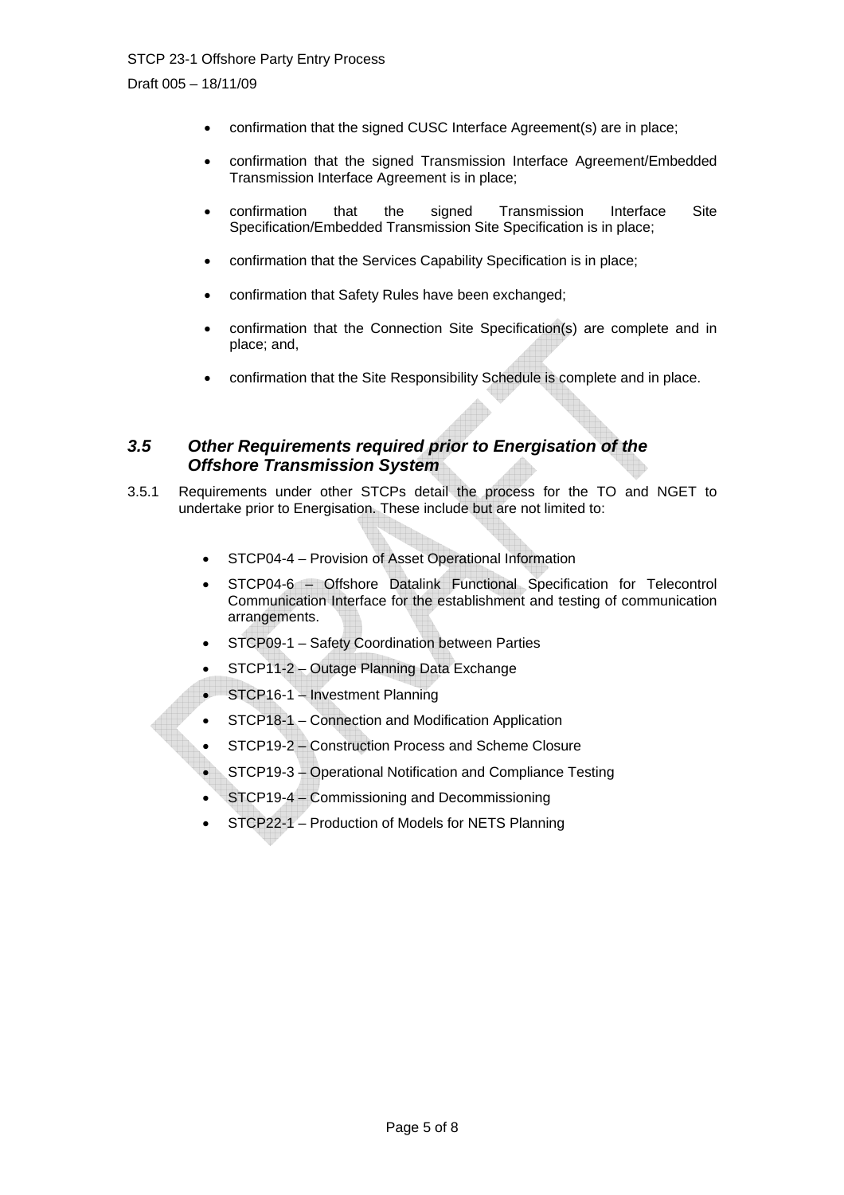- confirmation that the signed CUSC Interface Agreement(s) are in place;
- confirmation that the signed Transmission Interface Agreement/Embedded Transmission Interface Agreement is in place;
- confirmation that the signed Transmission Interface Site Specification/Embedded Transmission Site Specification is in place;
- confirmation that the Services Capability Specification is in place;
- confirmation that Safety Rules have been exchanged;
- confirmation that the Connection Site Specification(s) are complete and in place; and,
- confirmation that the Site Responsibility Schedule is complete and in place.

### *3.5 Other Requirements required prior to Energisation of the Offshore Transmission System*

3.5.1 Requirements under other STCPs detail the process for the TO and NGET to undertake prior to Energisation. These include but are not limited to:

- STCP04-4 – Provision of Asset Operational Information
- STCP04-6 – Offshore Datalink Functional Specification for Telecontrol Communication Interface for the establishment and testing of communication arrangements.
- STCP09-1 – Safety Coordination between Parties
- STCP11-2 – Outage Planning Data Exchange
- STCP16-1 – Investment Planning
- STCP18-1 – Connection and Modification Application
- STCP19-2 – Construction Process and Scheme Closure
- STCP19-3 – Operational Notification and Compliance Testing
- STCP19-4 – Commissioning and Decommissioning
- STCP22-1 – Production of Models for NETS Planning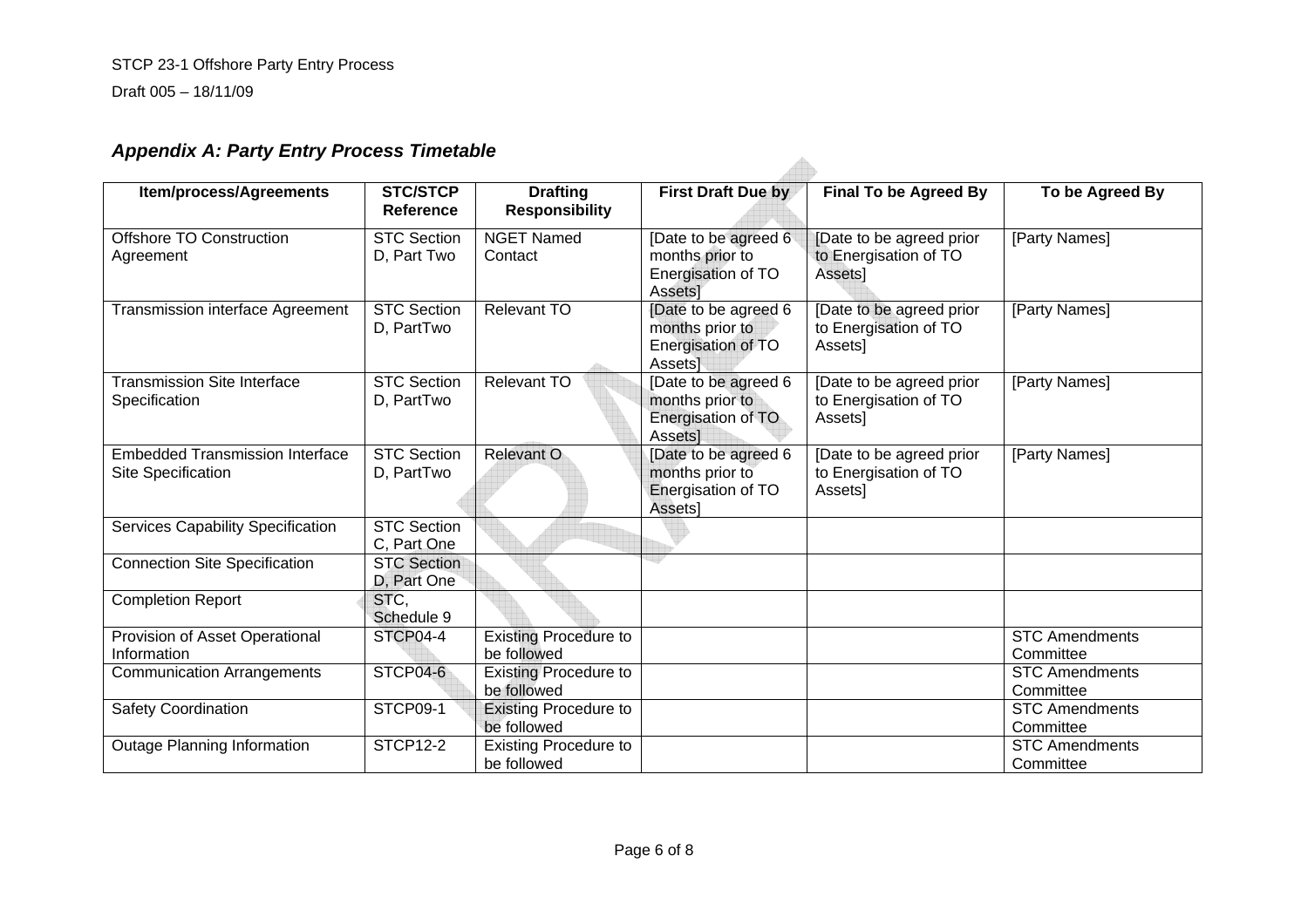## *Appendix A: Party Entry Process Timetable*

| Item/process/Agreements | STC/STCP Reference | Drafting Responsibility | First Draft Due by | Final To be Agreed By | To be Agreed By |
|---|---|---|---|---|---|
| Offshore TO Construction Agreement | STC Section D, Part Two | NGET Named Contact | [Date to be agreed 6 months prior to Energisation of TO Assets] | [Date to be agreed prior to Energisation of TO Assets] | [Party Names] |
| Transmission interface Agreement | STC Section D, PartTwo | Relevant TO | [Date to be agreed 6 months prior to Energisation of TO Assets] | [Date to be agreed prior to Energisation of TO Assets] | [Party Names] |
| Transmission Site Interface Specification | STC Section D, PartTwo | Relevant TO | [Date to be agreed 6 months prior to Energisation of TO Assets] | [Date to be agreed prior to Energisation of TO Assets] | [Party Names] |
| Embedded Transmission Interface Site Specification | STC Section D, PartTwo | Relevant O | [Date to be agreed 6 months prior to Energisation of TO Assets] | [Date to be agreed prior to Energisation of TO Assets] | [Party Names] |
| Services Capability Specification | STC Section C, Part One | | | | |
| Connection Site Specification | STC Section D, Part One | | | | |
| Completion Report | STC, Schedule 9 | | | | |
| Provision of Asset Operational Information | STCP04-4 | Existing Procedure to be followed | | | STC Amendments Committee |
| Communication Arrangements | STCP04-6 | Existing Procedure to be followed | | | STC Amendments Committee |
| Safety Coordination | STCP09-1 | Existing Procedure to be followed | | | STC Amendments Committee |
| Outage Planning Information | STCP12-2 | Existing Procedure to be followed | | | STC Amendments Committee |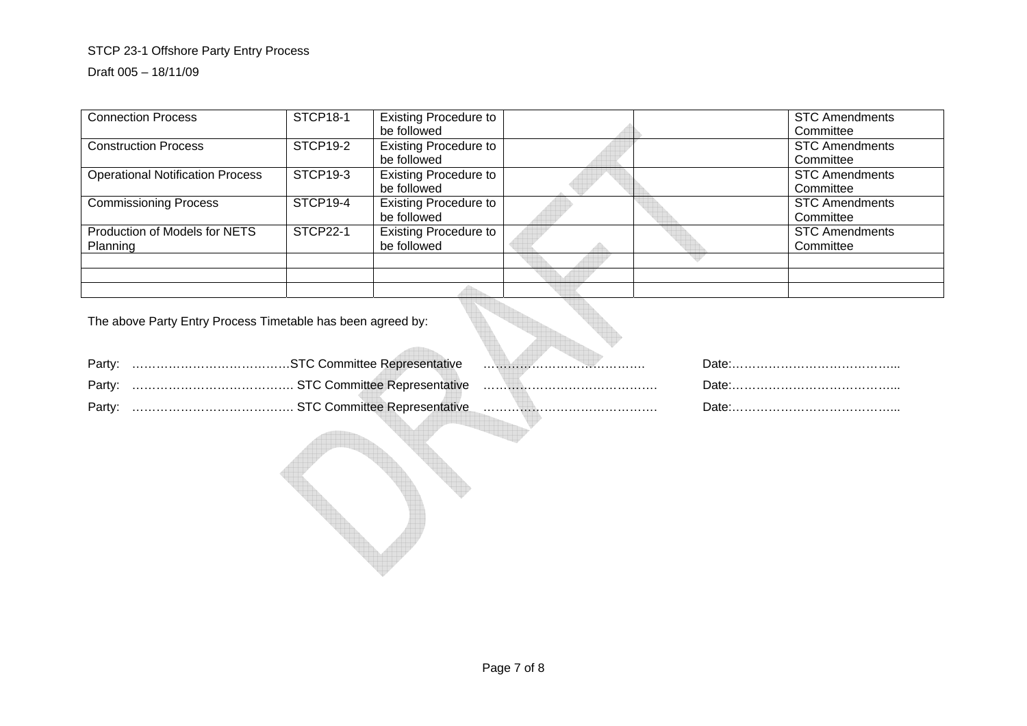| Connection Process | STCP18-1 | Existing Procedure to be followed | | | STC Amendments Committee |
|---|---|---|---|---|---|
| Construction Process | STCP19-2 | Existing Procedure to be followed | | | STC Amendments Committee |
| Operational Notification Process | STCP19-3 | Existing Procedure to be followed | | | STC Amendments Committee |
| Commissioning Process | STCP19-4 | Existing Procedure to be followed | | | STC Amendments Committee |
| Production of Models for NETS Planning | STCP22-1 | Existing Procedure to be followed | | | STC Amendments Committee |
| | | | | | |
| | | | | | |
| | | | | | |

The above Party Entry Process Timetable has been agreed by:

Party: …………………………………STC Committee Representative ………………………………… Date:…………………………………...

Party: ………………………………… STC Committee Representative …………………………………… Date:…………………………………...

Party: ………………………………… STC Committee Representative …………………………………… Date:…………………………………...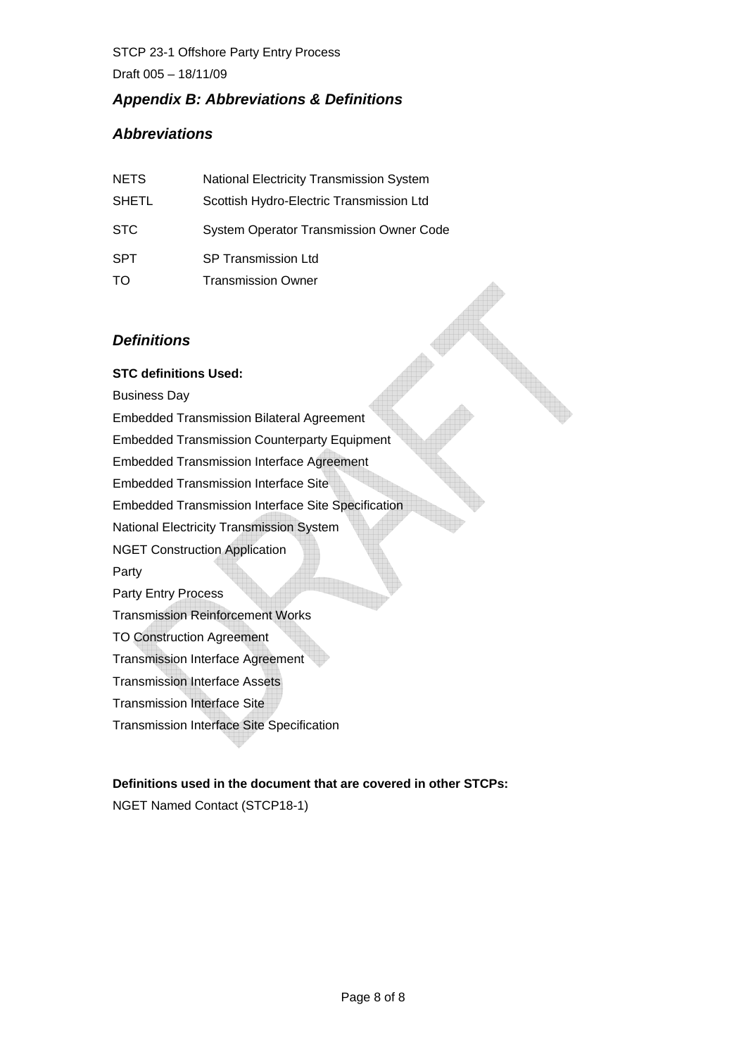## *Appendix B: Abbreviations & Definitions*

## *Abbreviations*

| | |
|---|---|
| NETS | National Electricity Transmission System |
| SHETL | Scottish Hydro-Electric Transmission Ltd |
| STC | System Operator Transmission Owner Code |
| SPT | SP Transmission Ltd |
| TO | Transmission Owner |

## *Definitions*

**STC definitions Used:**

Business Day
Embedded Transmission Bilateral Agreement
Embedded Transmission Counterparty Equipment
Embedded Transmission Interface Agreement
Embedded Transmission Interface Site
Embedded Transmission Interface Site Specification
National Electricity Transmission System
NGET Construction Application
Party
Party Entry Process
Transmission Reinforcement Works
TO Construction Agreement
Transmission Interface Agreement
Transmission Interface Assets
Transmission Interface Site
Transmission Interface Site Specification

**Definitions used in the document that are covered in other STCPs:**

NGET Named Contact (STCP18-1)